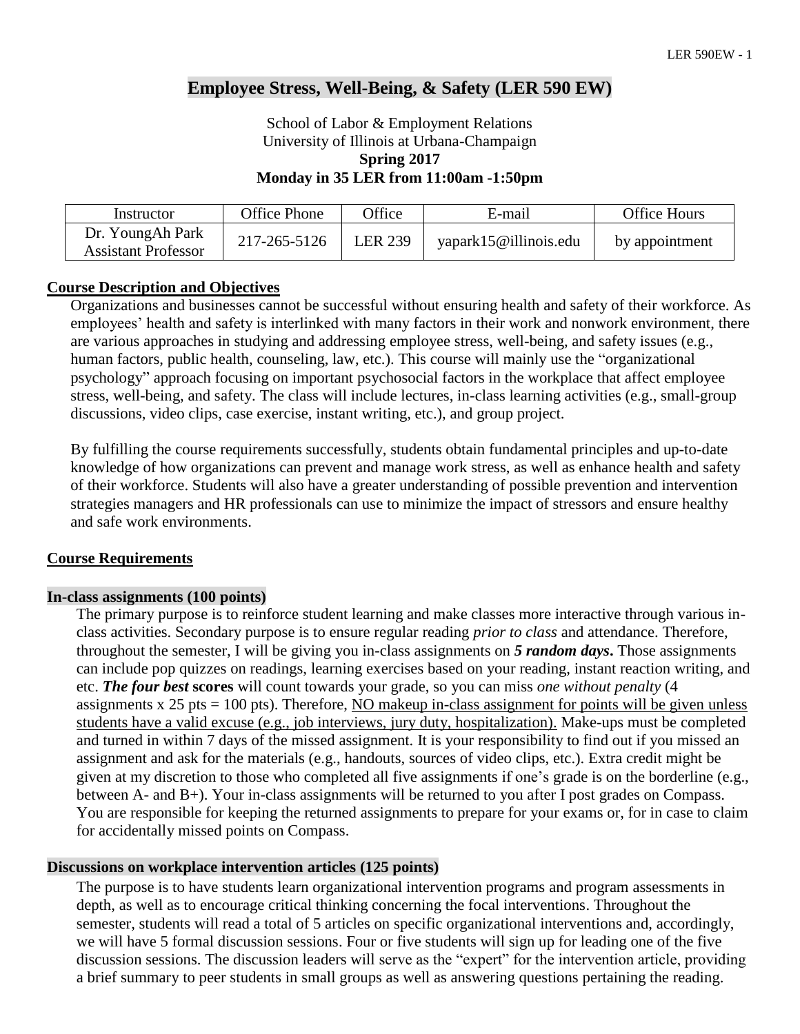# Employee Stress, Well-Being, & Safety (LER 590 EW)

School of Labor & Employment Relations
University of Illinois at Urbana-Champaign
**Spring 2017**
**Monday in 35 LER from 11:00am -1:50pm**

| Instructor | Office Phone | Office | E-mail | Office Hours |
|---|---|---|---|---|
| Dr. YoungAh Park<br>Assistant Professor | 217-265-5126 | LER 239 | yapark15@illinois.edu | by appointment |

## Course Description and Objectives

Organizations and businesses cannot be successful without ensuring health and safety of their workforce. As employees' health and safety is interlinked with many factors in their work and nonwork environment, there are various approaches in studying and addressing employee stress, well-being, and safety issues (e.g., human factors, public health, counseling, law, etc.). This course will mainly use the "organizational psychology" approach focusing on important psychosocial factors in the workplace that affect employee stress, well-being, and safety. The class will include lectures, in-class learning activities (e.g., small-group discussions, video clips, case exercise, instant writing, etc.), and group project.

By fulfilling the course requirements successfully, students obtain fundamental principles and up-to-date knowledge of how organizations can prevent and manage work stress, as well as enhance health and safety of their workforce. Students will also have a greater understanding of possible prevention and intervention strategies managers and HR professionals can use to minimize the impact of stressors and ensure healthy and safe work environments.

## Course Requirements

### In-class assignments (100 points)

The primary purpose is to reinforce student learning and make classes more interactive through various in-class activities. Secondary purpose is to ensure regular reading *prior to class* and attendance. Therefore, throughout the semester, I will be giving you in-class assignments on ***5 random days***. Those assignments can include pop quizzes on readings, learning exercises based on your reading, instant reaction writing, and etc. ***The four best* scores** will count towards your grade, so you can miss *one without penalty* (4 assignments x 25 pts = 100 pts). Therefore, NO makeup in-class assignment for points will be given unless students have a valid excuse (e.g., job interviews, jury duty, hospitalization). Make-ups must be completed and turned in within 7 days of the missed assignment. It is your responsibility to find out if you missed an assignment and ask for the materials (e.g., handouts, sources of video clips, etc.). Extra credit might be given at my discretion to those who completed all five assignments if one's grade is on the borderline (e.g., between A- and B+). Your in-class assignments will be returned to you after I post grades on Compass. You are responsible for keeping the returned assignments to prepare for your exams or, for in case to claim for accidentally missed points on Compass.

### Discussions on workplace intervention articles (125 points)

The purpose is to have students learn organizational intervention programs and program assessments in depth, as well as to encourage critical thinking concerning the focal interventions. Throughout the semester, students will read a total of 5 articles on specific organizational interventions and, accordingly, we will have 5 formal discussion sessions. Four or five students will sign up for leading one of the five discussion sessions. The discussion leaders will serve as the "expert" for the intervention article, providing a brief summary to peer students in small groups as well as answering questions pertaining the reading.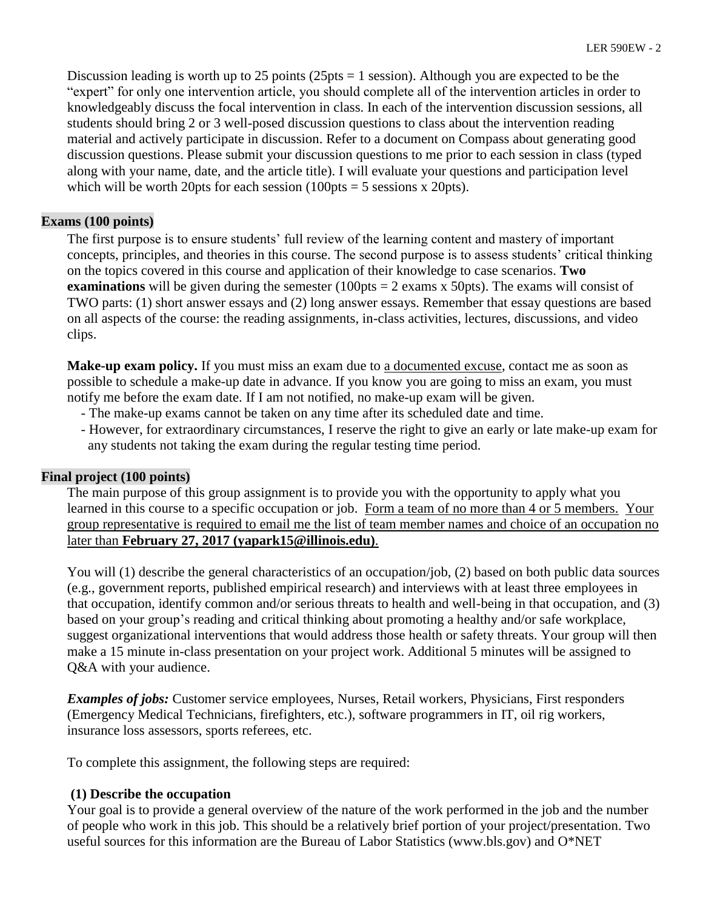Discussion leading is worth up to 25 points (25pts = 1 session). Although you are expected to be the "expert" for only one intervention article, you should complete all of the intervention articles in order to knowledgeably discuss the focal intervention in class. In each of the intervention discussion sessions, all students should bring 2 or 3 well-posed discussion questions to class about the intervention reading material and actively participate in discussion. Refer to a document on Compass about generating good discussion questions. Please submit your discussion questions to me prior to each session in class (typed along with your name, date, and the article title). I will evaluate your questions and participation level which will be worth 20pts for each session (100pts = 5 sessions x 20pts).

## Exams (100 points)

The first purpose is to ensure students' full review of the learning content and mastery of important concepts, principles, and theories in this course. The second purpose is to assess students' critical thinking on the topics covered in this course and application of their knowledge to case scenarios. **Two examinations** will be given during the semester (100pts = 2 exams x 50pts). The exams will consist of TWO parts: (1) short answer essays and (2) long answer essays. Remember that essay questions are based on all aspects of the course: the reading assignments, in-class activities, lectures, discussions, and video clips.

**Make-up exam policy.** If you must miss an exam due to a documented excuse, contact me as soon as possible to schedule a make-up date in advance. If you know you are going to miss an exam, you must notify me before the exam date. If I am not notified, no make-up exam will be given.

- The make-up exams cannot be taken on any time after its scheduled date and time.
- However, for extraordinary circumstances, I reserve the right to give an early or late make-up exam for any students not taking the exam during the regular testing time period.

## Final project (100 points)

The main purpose of this group assignment is to provide you with the opportunity to apply what you learned in this course to a specific occupation or job. Form a team of no more than 4 or 5 members. Your group representative is required to email me the list of team member names and choice of an occupation no later than **February 27, 2017 (yapark15@illinois.edu)**.

You will (1) describe the general characteristics of an occupation/job, (2) based on both public data sources (e.g., government reports, published empirical research) and interviews with at least three employees in that occupation, identify common and/or serious threats to health and well-being in that occupation, and (3) based on your group's reading and critical thinking about promoting a healthy and/or safe workplace, suggest organizational interventions that would address those health or safety threats. Your group will then make a 15 minute in-class presentation on your project work. Additional 5 minutes will be assigned to Q&A with your audience.

***Examples of jobs:*** Customer service employees, Nurses, Retail workers, Physicians, First responders (Emergency Medical Technicians, firefighters, etc.), software programmers in IT, oil rig workers, insurance loss assessors, sports referees, etc.

To complete this assignment, the following steps are required:

**(1) Describe the occupation**

Your goal is to provide a general overview of the nature of the work performed in the job and the number of people who work in this job. This should be a relatively brief portion of your project/presentation. Two useful sources for this information are the Bureau of Labor Statistics (www.bls.gov) and O*NET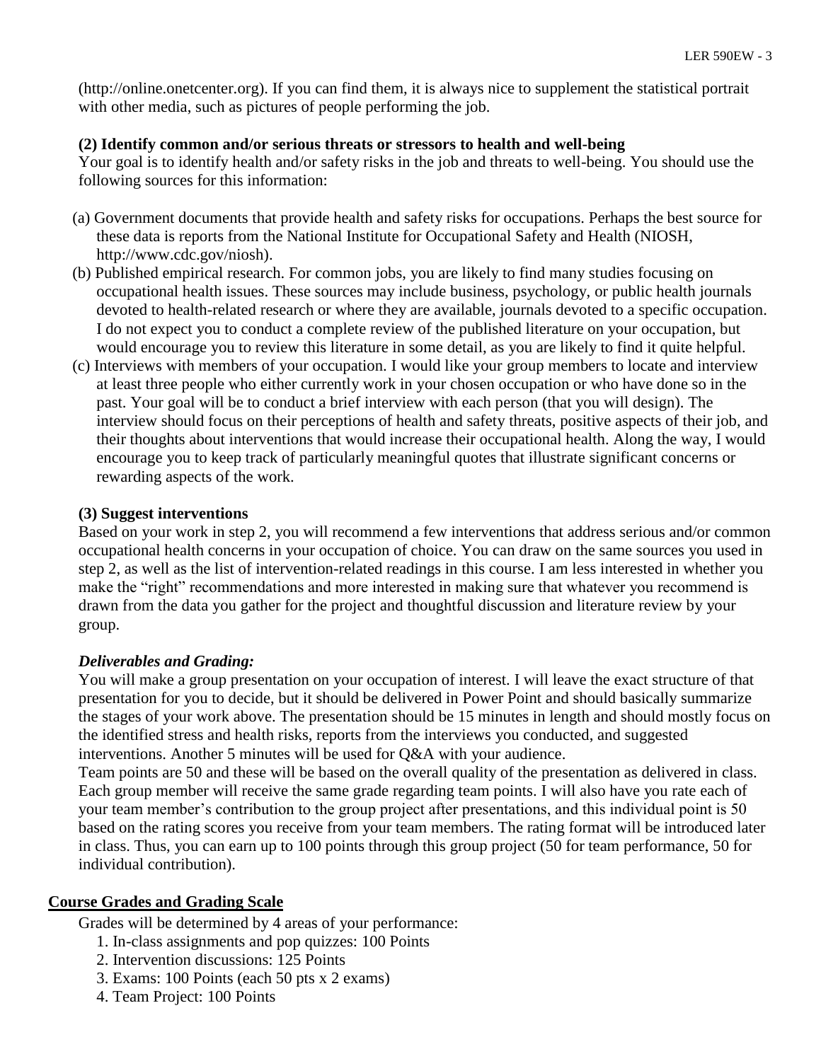(http://online.onetcenter.org). If you can find them, it is always nice to supplement the statistical portrait with other media, such as pictures of people performing the job.

**(2) Identify common and/or serious threats or stressors to health and well-being**

Your goal is to identify health and/or safety risks in the job and threats to well-being. You should use the following sources for this information:

(a) Government documents that provide health and safety risks for occupations. Perhaps the best source for these data is reports from the National Institute for Occupational Safety and Health (NIOSH, http://www.cdc.gov/niosh).

(b) Published empirical research. For common jobs, you are likely to find many studies focusing on occupational health issues. These sources may include business, psychology, or public health journals devoted to health-related research or where they are available, journals devoted to a specific occupation. I do not expect you to conduct a complete review of the published literature on your occupation, but would encourage you to review this literature in some detail, as you are likely to find it quite helpful.

(c) Interviews with members of your occupation. I would like your group members to locate and interview at least three people who either currently work in your chosen occupation or who have done so in the past. Your goal will be to conduct a brief interview with each person (that you will design). The interview should focus on their perceptions of health and safety threats, positive aspects of their job, and their thoughts about interventions that would increase their occupational health. Along the way, I would encourage you to keep track of particularly meaningful quotes that illustrate significant concerns or rewarding aspects of the work.

**(3) Suggest interventions**

Based on your work in step 2, you will recommend a few interventions that address serious and/or common occupational health concerns in your occupation of choice. You can draw on the same sources you used in step 2, as well as the list of intervention-related readings in this course. I am less interested in whether you make the "right" recommendations and more interested in making sure that whatever you recommend is drawn from the data you gather for the project and thoughtful discussion and literature review by your group.

***Deliverables and Grading:***

You will make a group presentation on your occupation of interest. I will leave the exact structure of that presentation for you to decide, but it should be delivered in Power Point and should basically summarize the stages of your work above. The presentation should be 15 minutes in length and should mostly focus on the identified stress and health risks, reports from the interviews you conducted, and suggested interventions. Another 5 minutes will be used for Q&A with your audience.

Team points are 50 and these will be based on the overall quality of the presentation as delivered in class. Each group member will receive the same grade regarding team points. I will also have you rate each of your team member's contribution to the group project after presentations, and this individual point is 50 based on the rating scores you receive from your team members. The rating format will be introduced later in class. Thus, you can earn up to 100 points through this group project (50 for team performance, 50 for individual contribution).

## Course Grades and Grading Scale

Grades will be determined by 4 areas of your performance:

1. In-class assignments and pop quizzes: 100 Points
2. Intervention discussions: 125 Points
3. Exams: 100 Points (each 50 pts x 2 exams)
4. Team Project: 100 Points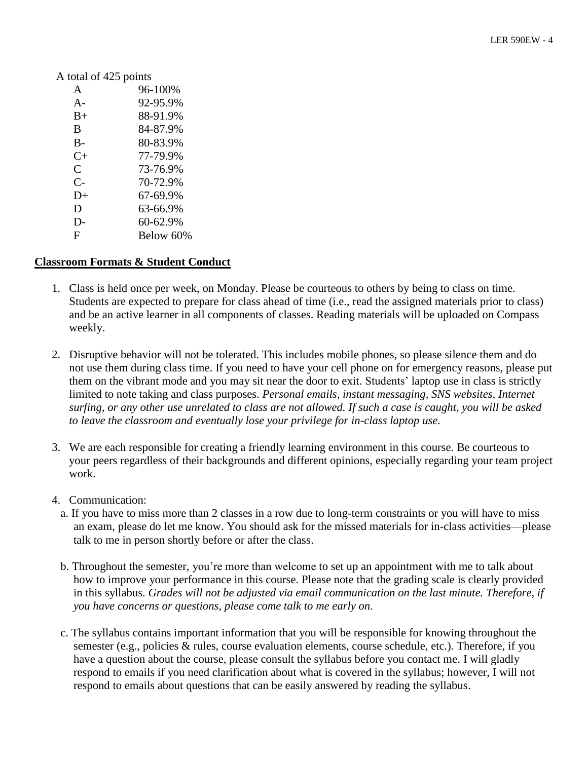A total of 425 points

| Grade | Range |
| --- | --- |
| A | 96-100% |
| A- | 92-95.9% |
| B+ | 88-91.9% |
| B | 84-87.9% |
| B- | 80-83.9% |
| C+ | 77-79.9% |
| C | 73-76.9% |
| C- | 70-72.9% |
| D+ | 67-69.9% |
| D | 63-66.9% |
| D- | 60-62.9% |
| F | Below 60% |

## **Classroom Formats & Student Conduct**

1. Class is held once per week, on Monday. Please be courteous to others by being to class on time. Students are expected to prepare for class ahead of time (i.e., read the assigned materials prior to class) and be an active learner in all components of classes. Reading materials will be uploaded on Compass weekly.

2. Disruptive behavior will not be tolerated. This includes mobile phones, so please silence them and do not use them during class time. If you need to have your cell phone on for emergency reasons, please put them on the vibrant mode and you may sit near the door to exit. Students' laptop use in class is strictly limited to note taking and class purposes. *Personal emails, instant messaging, SNS websites, Internet surfing, or any other use unrelated to class are not allowed. If such a case is caught, you will be asked to leave the classroom and eventually lose your privilege for in-class laptop use.*

3. We are each responsible for creating a friendly learning environment in this course. Be courteous to your peers regardless of their backgrounds and different opinions, especially regarding your team project work.

4. Communication:

   a. If you have to miss more than 2 classes in a row due to long-term constraints or you will have to miss an exam, please do let me know. You should ask for the missed materials for in-class activities—please talk to me in person shortly before or after the class.

   b. Throughout the semester, you're more than welcome to set up an appointment with me to talk about how to improve your performance in this course. Please note that the grading scale is clearly provided in this syllabus. *Grades will not be adjusted via email communication on the last minute. Therefore, if you have concerns or questions, please come talk to me early on.*

   c. The syllabus contains important information that you will be responsible for knowing throughout the semester (e.g., policies & rules, course evaluation elements, course schedule, etc.). Therefore, if you have a question about the course, please consult the syllabus before you contact me. I will gladly respond to emails if you need clarification about what is covered in the syllabus; however, I will not respond to emails about questions that can be easily answered by reading the syllabus.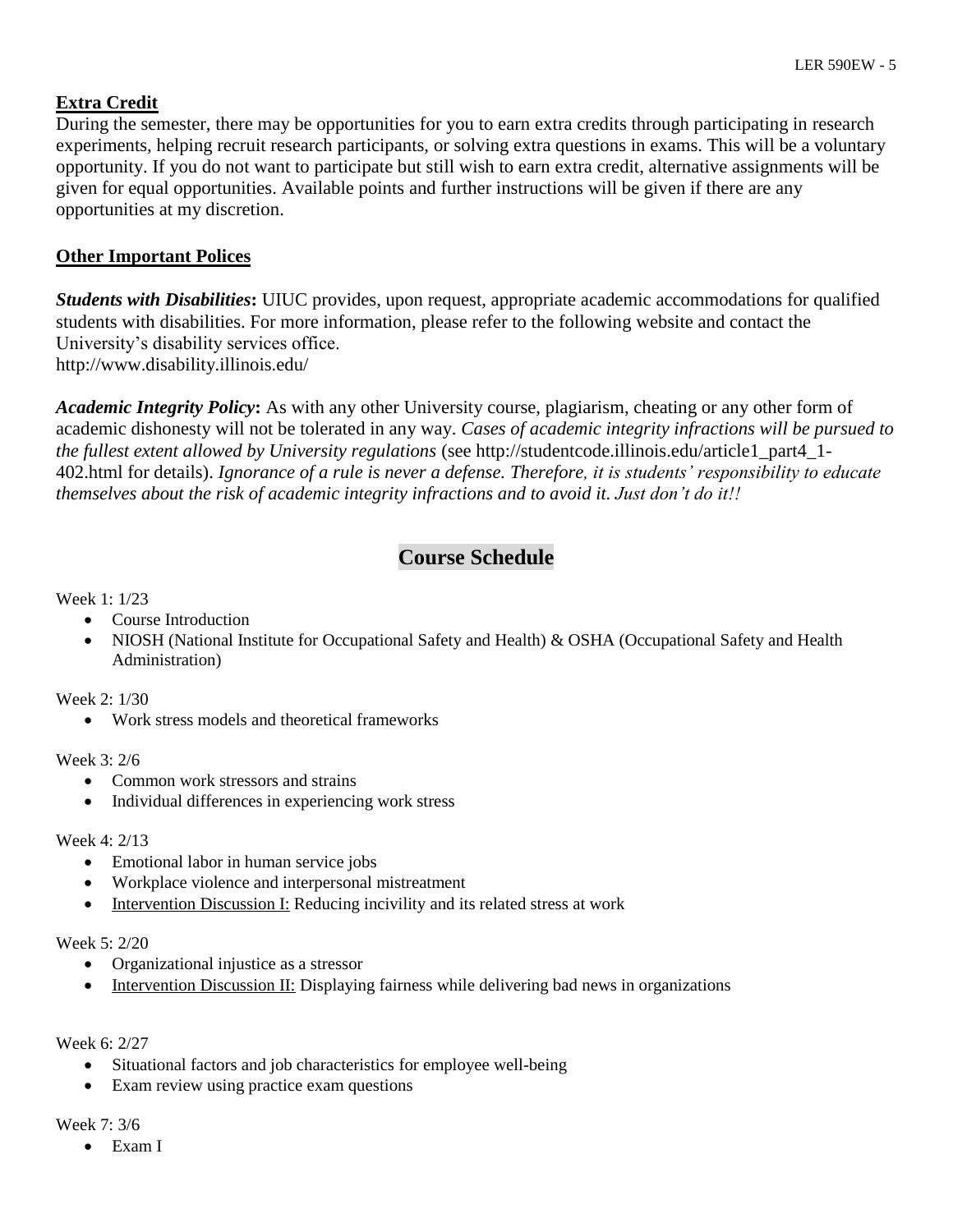## Extra Credit

During the semester, there may be opportunities for you to earn extra credits through participating in research experiments, helping recruit research participants, or solving extra questions in exams. This will be a voluntary opportunity. If you do not want to participate but still wish to earn extra credit, alternative assignments will be given for equal opportunities. Available points and further instructions will be given if there are any opportunities at my discretion.

## Other Important Polices

***Students with Disabilities*:** UIUC provides, upon request, appropriate academic accommodations for qualified students with disabilities. For more information, please refer to the following website and contact the University's disability services office.
http://www.disability.illinois.edu/

***Academic Integrity Policy*:** As with any other University course, plagiarism, cheating or any other form of academic dishonesty will not be tolerated in any way. *Cases of academic integrity infractions will be pursued to the fullest extent allowed by University regulations* (see http://studentcode.illinois.edu/article1_part4_1-402.html for details). *Ignorance of a rule is never a defense. Therefore, it is students' responsibility to educate themselves about the risk of academic integrity infractions and to avoid it. Just don't do it!!*

# Course Schedule

Week 1: 1/23

- Course Introduction
- NIOSH (National Institute for Occupational Safety and Health) & OSHA (Occupational Safety and Health Administration)

Week 2: 1/30

- Work stress models and theoretical frameworks

Week 3: 2/6

- Common work stressors and strains
- Individual differences in experiencing work stress

Week 4: 2/13

- Emotional labor in human service jobs
- Workplace violence and interpersonal mistreatment
- Intervention Discussion I: Reducing incivility and its related stress at work

Week 5: 2/20

- Organizational injustice as a stressor
- Intervention Discussion II: Displaying fairness while delivering bad news in organizations

Week 6: 2/27

- Situational factors and job characteristics for employee well-being
- Exam review using practice exam questions

Week 7: 3/6

- Exam I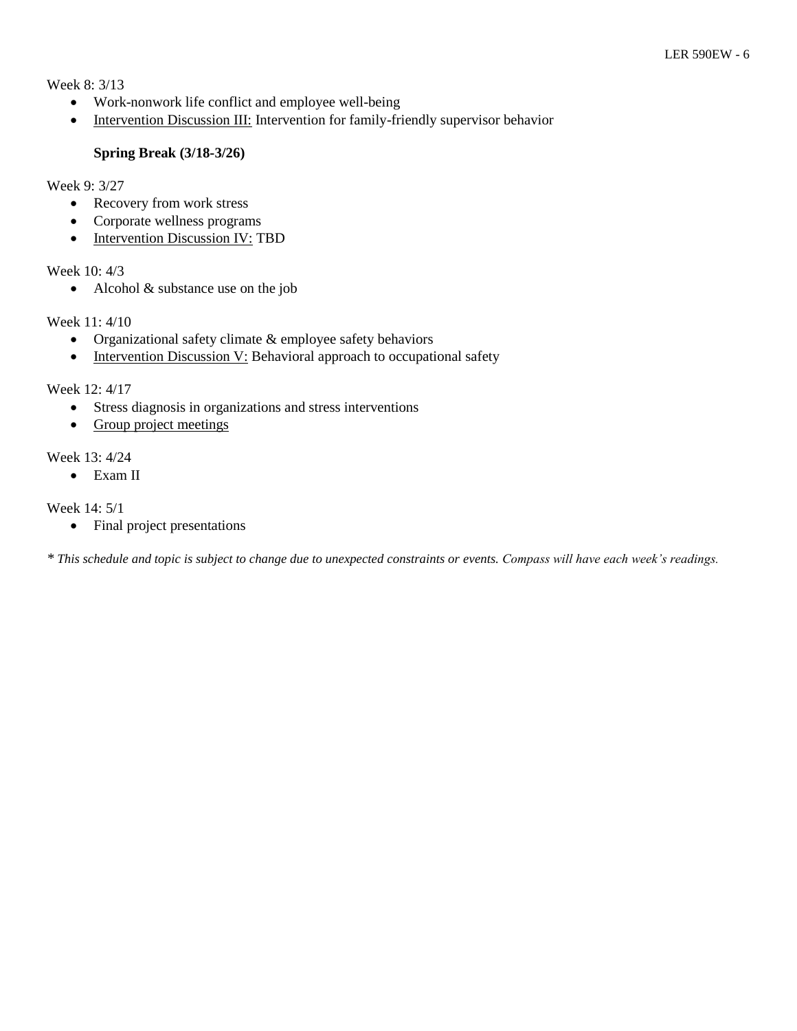Week 8: 3/13

- Work-nonwork life conflict and employee well-being
- Intervention Discussion III: Intervention for family-friendly supervisor behavior

**Spring Break (3/18-3/26)**

Week 9: 3/27

- Recovery from work stress
- Corporate wellness programs
- Intervention Discussion IV: TBD

Week 10: 4/3

- Alcohol & substance use on the job

Week 11: 4/10

- Organizational safety climate & employee safety behaviors
- Intervention Discussion V: Behavioral approach to occupational safety

Week 12: 4/17

- Stress diagnosis in organizations and stress interventions
- Group project meetings

Week 13: 4/24

- Exam II

Week 14: 5/1

- Final project presentations

*\* This schedule and topic is subject to change due to unexpected constraints or events. Compass will have each week's readings.*